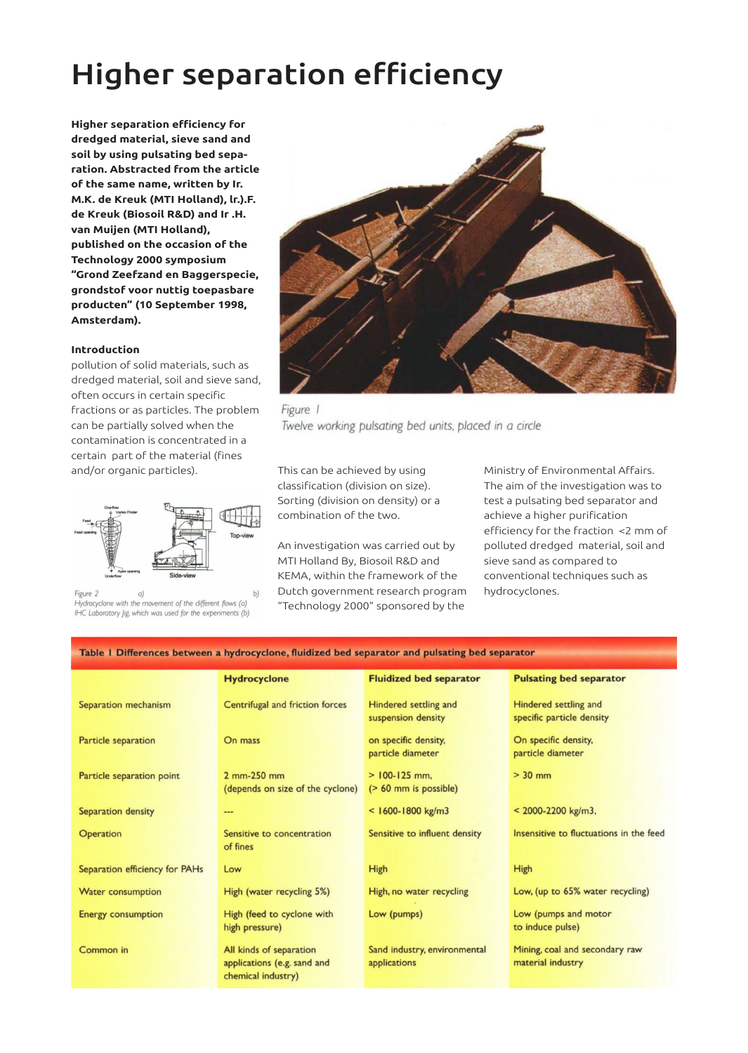# Higher separation efficiency

**Higher separation efficiency for dredged material, sieve sand and soil by using pulsating bed separation. Abstracted from the article of the same name, written by Ir. M.K. de Kreuk (MTI Holland), lr.).F. de Kreuk (Biosoil R&D) and Ir .H. van Muijen (MTI Holland), published on the occasion of the Technology 2000 symposium "Grond Zeefzand en Baggerspecie, grondstof voor nuttig toepasbare producten" (10 September 1998, Amsterdam).**

Figure 1
*Twelve working pulsating bed units, placed in a circle*

### Introduction

pollution of solid materials, such as dredged material, soil and sieve sand, often occurs in certain specific fractions or as particles. The problem can be partially solved when the contamination is concentrated in a certain part of the material (fines and/or organic particles).

This can be achieved by using classification (division on size). Sorting (division on density) or a combination of the two.

An investigation was carried out by MTI Holland By, Biosoil R&D and KEMA, within the framework of the Dutch government research program "Technology 2000" sponsored by the Ministry of Environmental Affairs. The aim of the investigation was to test a pulsating bed separator and achieve a higher purification efficiency for the fraction <2 mm of polluted dredged material, soil and sieve sand as compared to conventional techniques such as hydrocyclones.

Figure 2 a) b)
*Hydrocyclone with the movement of the different flows (a)*
*IHC Laboratory Jig, which was used for the experiments (b)*

**Table 1 Differences between a hydrocyclone, fluidized bed separator and pulsating bed separator**

| | Hydrocyclone | Fluidized bed separator | Pulsating bed separator |
|---|---|---|---|
| Separation mechanism | Centrifugal and friction forces | Hindered settling and suspension density | Hindered settling and specific particle density |
| Particle separation | On mass | on specific density, particle diameter | On specific density, particle diameter |
| Particle separation point | 2 mm-250 mm (depends on size of the cyclone) | > 100-125 mm, (> 60 mm is possible) | > 30 mm |
| Separation density | --- | < 1600-1800 kg/m3 | < 2000-2200 kg/m3, |
| Operation | Sensitive to concentration of fines | Sensitive to influent density | Insensitive to fluctuations in the feed |
| Separation efficiency for PAHs | Low | High | High |
| Water consumption | High (water recycling 5%) | High, no water recycling | Low, (up to 65% water recycling) |
| Energy consumption | High (feed to cyclone with high pressure) | Low (pumps) | Low (pumps and motor to induce pulse) |
| Common in | All kinds of separation applications (e.g. sand and chemical industry) | Sand industry, environmental applications | Mining, coal and secondary raw material industry |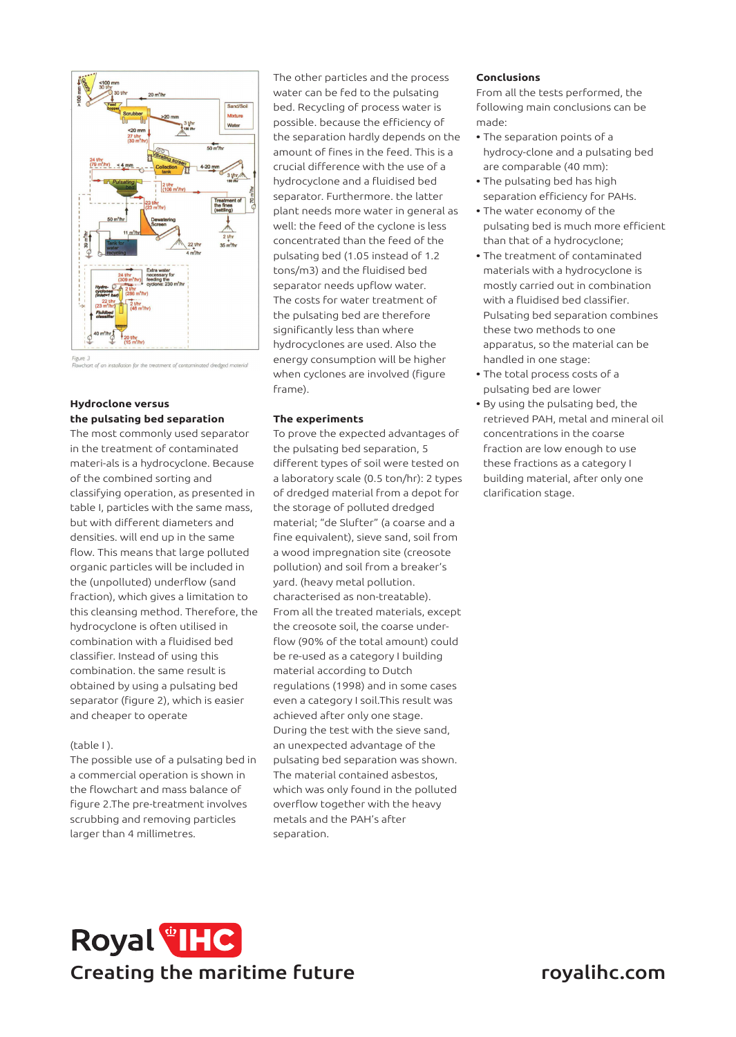Figure 3
Flowchart of an installation for the treatment of contaminated dredged material

### Hydroclone versus the pulsating bed separation

The most commonly used separator in the treatment of contaminated materi-als is a hydrocyclone. Because of the combined sorting and classifying operation, as presented in table I, particles with the same mass, but with different diameters and densities. will end up in the same flow. This means that large polluted organic particles will be included in the (unpolluted) underflow (sand fraction), which gives a limitation to this cleansing method. Therefore, the hydrocyclone is often utilised in combination with a fluidised bed classifier. Instead of using this combination. the same result is obtained by using a pulsating bed separator (figure 2), which is easier and cheaper to operate

(table I ).

The possible use of a pulsating bed in a commercial operation is shown in the flowchart and mass balance of figure 2.The pre-treatment involves scrubbing and removing particles larger than 4 millimetres.

The other particles and the process water can be fed to the pulsating bed. Recycling of process water is possible. because the efficiency of the separation hardly depends on the amount of fines in the feed. This is a crucial difference with the use of a hydrocyclone and a fluidised bed separator. Furthermore. the latter plant needs more water in general as well: the feed of the cyclone is less concentrated than the feed of the pulsating bed (1.05 instead of 1.2 tons/m3) and the fluidised bed separator needs upflow water. The costs for water treatment of the pulsating bed are therefore significantly less than where hydrocyclones are used. Also the energy consumption will be higher when cyclones are involved (figure frame).

### The experiments

To prove the expected advantages of the pulsating bed separation, 5 different types of soil were tested on a laboratory scale (0.5 ton/hr): 2 types of dredged material from a depot for the storage of polluted dredged material; "de Slufter" (a coarse and a fine equivalent), sieve sand, soil from a wood impregnation site (creosote pollution) and soil from a breaker's yard. (heavy metal pollution. characterised as non-treatable).
From all the treated materials, except the creosote soil, the coarse under-flow (90% of the total amount) could be re-used as a category I building material according to Dutch regulations (1998) and in some cases even a category I soil.This result was achieved after only one stage.
During the test with the sieve sand, an unexpected advantage of the pulsating bed separation was shown. The material contained asbestos, which was only found in the polluted overflow together with the heavy metals and the PAH's after separation.

### Conclusions

From all the tests performed, the following main conclusions can be made:

- The separation points of a hydrocy-clone and a pulsating bed are comparable (40 mm):
- The pulsating bed has high separation efficiency for PAHs.
- The water economy of the pulsating bed is much more efficient than that of a hydrocyclone;
- The treatment of contaminated materials with a hydrocyclone is mostly carried out in combination with a fluidised bed classifier. Pulsating bed separation combines these two methods to one apparatus, so the material can be handled in one stage:
- The total process costs of a pulsating bed are lower
- By using the pulsating bed, the retrieved PAH, metal and mineral oil concentrations in the coarse fraction are low enough to use these fractions as a category I building material, after only one clarification stage.